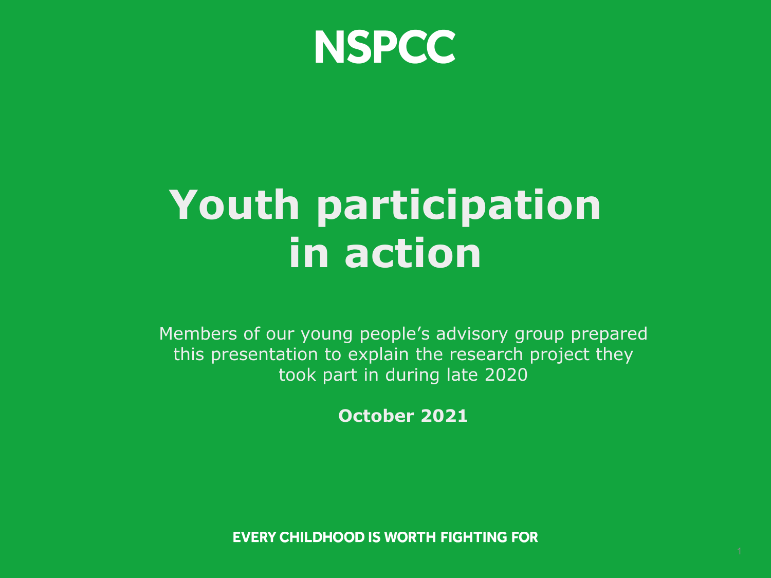NSPCC

# Youth participation in action

Members of our young people's advisory group prepared this presentation to explain the research project they took part in during late 2020

**October 2021**

**EVERY CHILDHOOD IS WORTH FIGHTING FOR**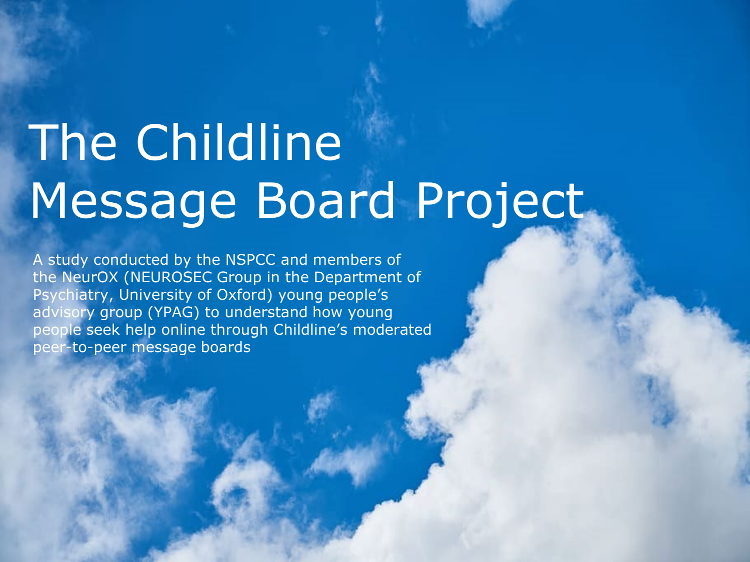# The Childline Message Board Project

A study conducted by the NSPCC and members of the NeurOX (NEUROSEC Group in the Department of Psychiatry, University of Oxford) young people's advisory group (YPAG) to understand how young people seek help online through Childline's moderated peer-to-peer message boards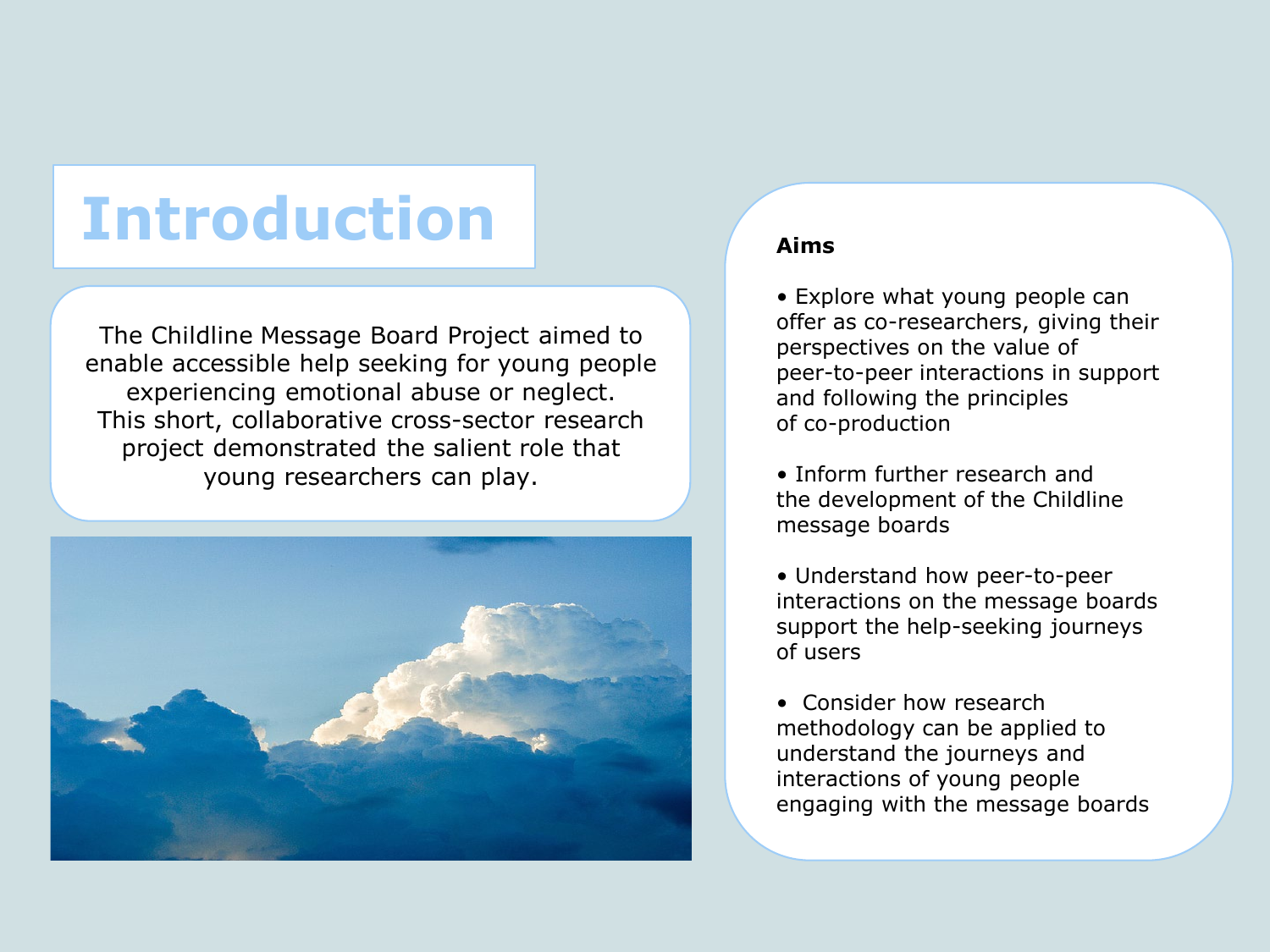# Introduction

The Childline Message Board Project aimed to enable accessible help seeking for young people experiencing emotional abuse or neglect. This short, collaborative cross-sector research project demonstrated the salient role that young researchers can play.

**Aims**

- Explore what young people can offer as co-researchers, giving their perspectives on the value of peer-to-peer interactions in support and following the principles of co-production
- Inform further research and the development of the Childline message boards
- Understand how peer-to-peer interactions on the message boards support the help-seeking journeys of users
- Consider how research methodology can be applied to understand the journeys and interactions of young people engaging with the message boards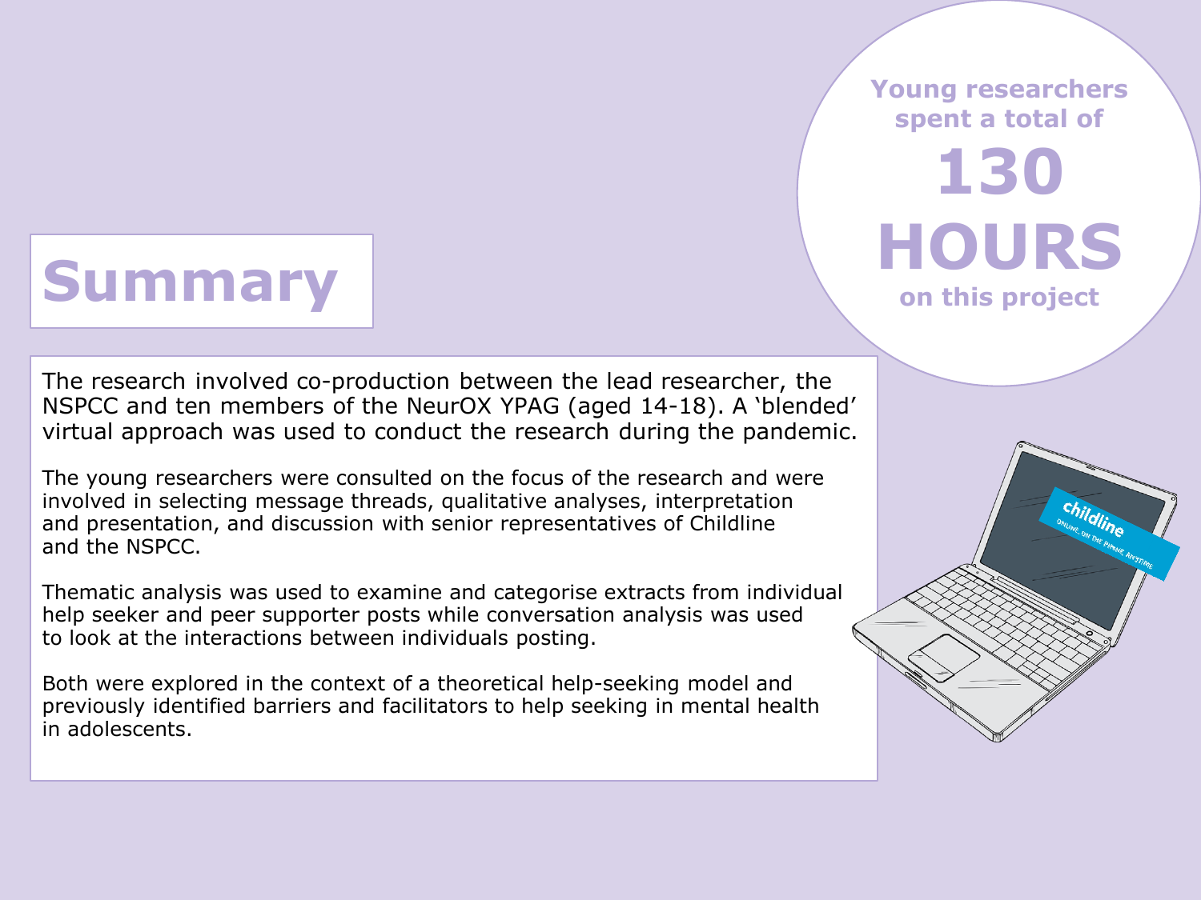# Summary

Young researchers spent a total of **130 HOURS** on this project

The research involved co-production between the lead researcher, the NSPCC and ten members of the NeurOX YPAG (aged 14-18). A 'blended' virtual approach was used to conduct the research during the pandemic.

The young researchers were consulted on the focus of the research and were involved in selecting message threads, qualitative analyses, interpretation and presentation, and discussion with senior representatives of Childline and the NSPCC.

Thematic analysis was used to examine and categorise extracts from individual help seeker and peer supporter posts while conversation analysis was used to look at the interactions between individuals posting.

Both were explored in the context of a theoretical help-seeking model and previously identified barriers and facilitators to help seeking in mental health in adolescents.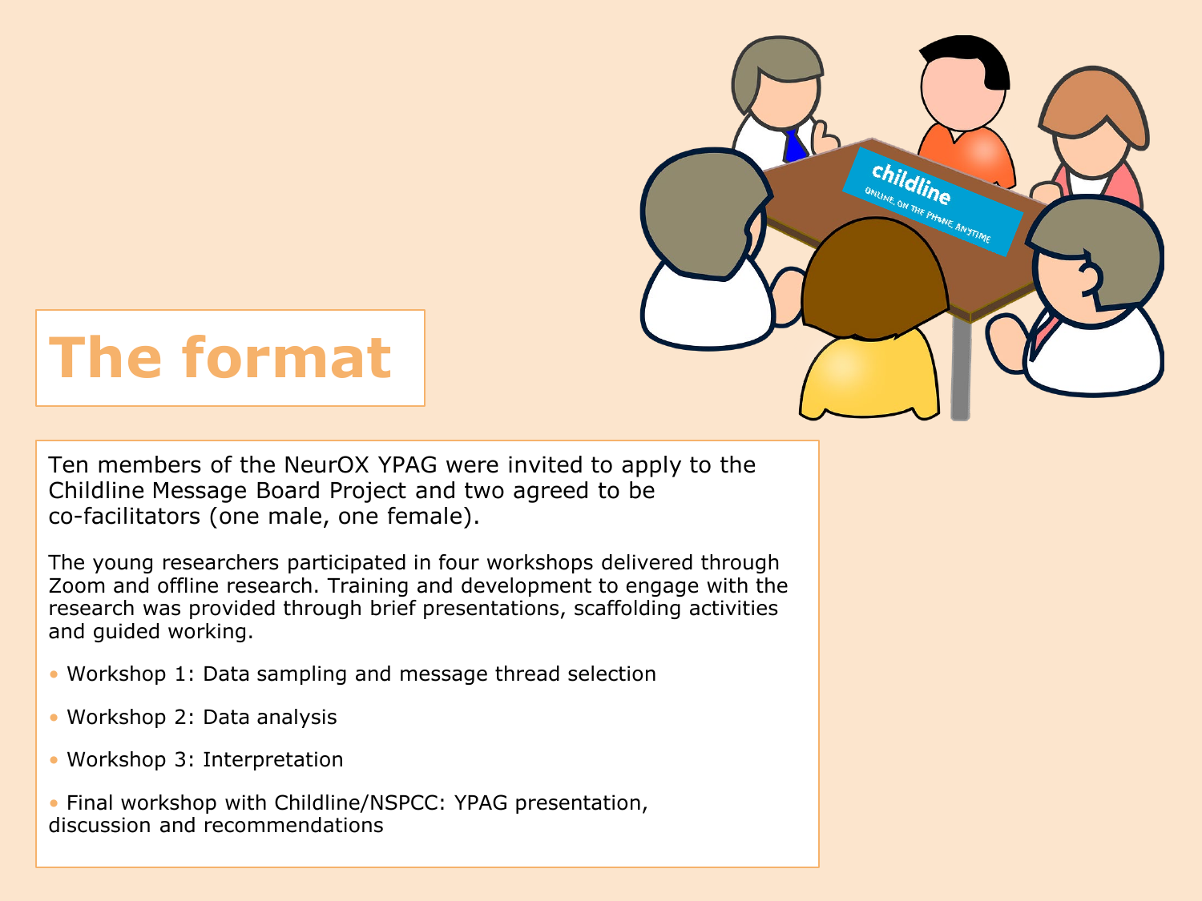# The format

Ten members of the NeurOX YPAG were invited to apply to the Childline Message Board Project and two agreed to be co-facilitators (one male, one female).

The young researchers participated in four workshops delivered through Zoom and offline research. Training and development to engage with the research was provided through brief presentations, scaffolding activities and guided working.

- Workshop 1: Data sampling and message thread selection
- Workshop 2: Data analysis
- Workshop 3: Interpretation
- Final workshop with Childline/NSPCC: YPAG presentation, discussion and recommendations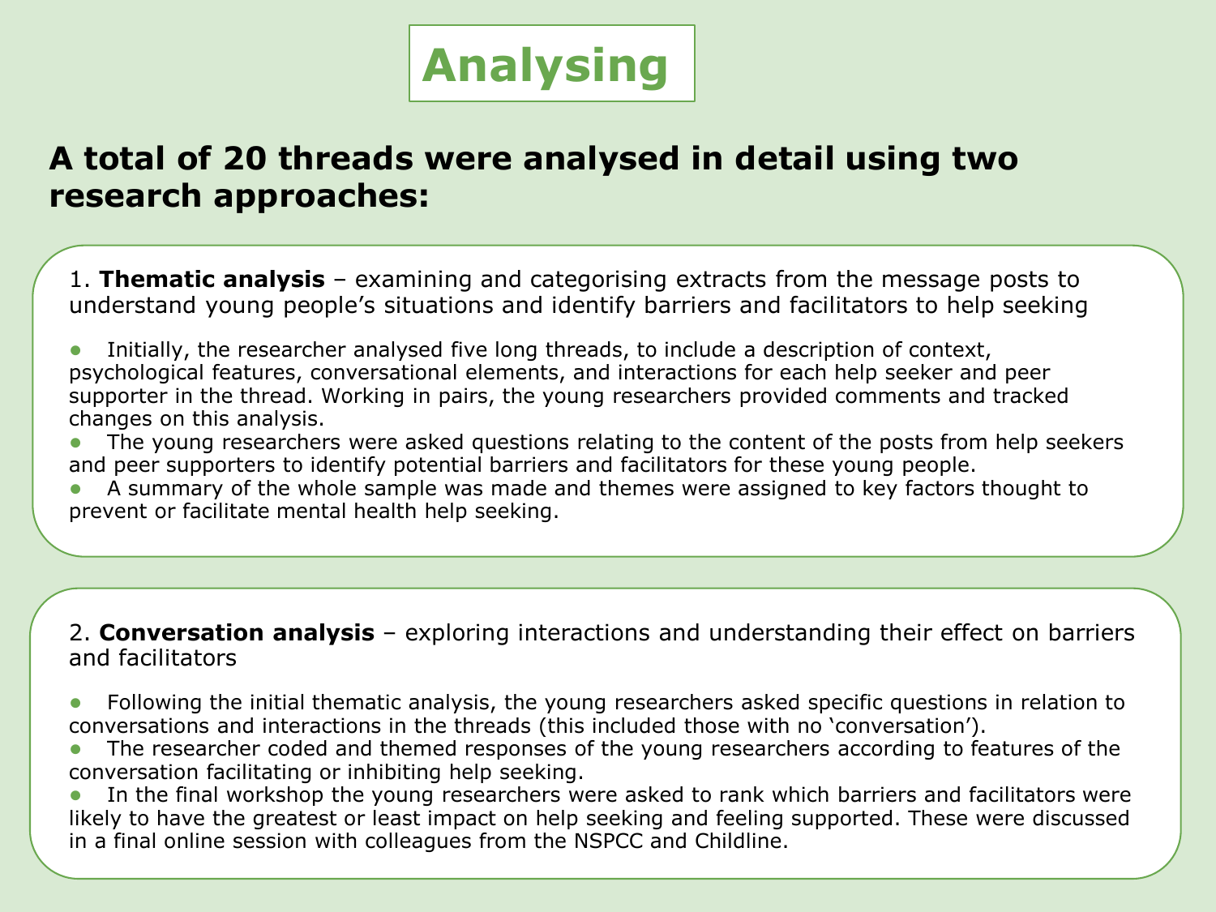# Analysing

## A total of 20 threads were analysed in detail using two research approaches:

1. **Thematic analysis** – examining and categorising extracts from the message posts to understand young people's situations and identify barriers and facilitators to help seeking

- Initially, the researcher analysed five long threads, to include a description of context, psychological features, conversational elements, and interactions for each help seeker and peer supporter in the thread. Working in pairs, the young researchers provided comments and tracked changes on this analysis.
- The young researchers were asked questions relating to the content of the posts from help seekers and peer supporters to identify potential barriers and facilitators for these young people.
- A summary of the whole sample was made and themes were assigned to key factors thought to prevent or facilitate mental health help seeking.

2. **Conversation analysis** – exploring interactions and understanding their effect on barriers and facilitators

- Following the initial thematic analysis, the young researchers asked specific questions in relation to conversations and interactions in the threads (this included those with no 'conversation').
- The researcher coded and themed responses of the young researchers according to features of the conversation facilitating or inhibiting help seeking.
- In the final workshop the young researchers were asked to rank which barriers and facilitators were likely to have the greatest or least impact on help seeking and feeling supported. These were discussed in a final online session with colleagues from the NSPCC and Childline.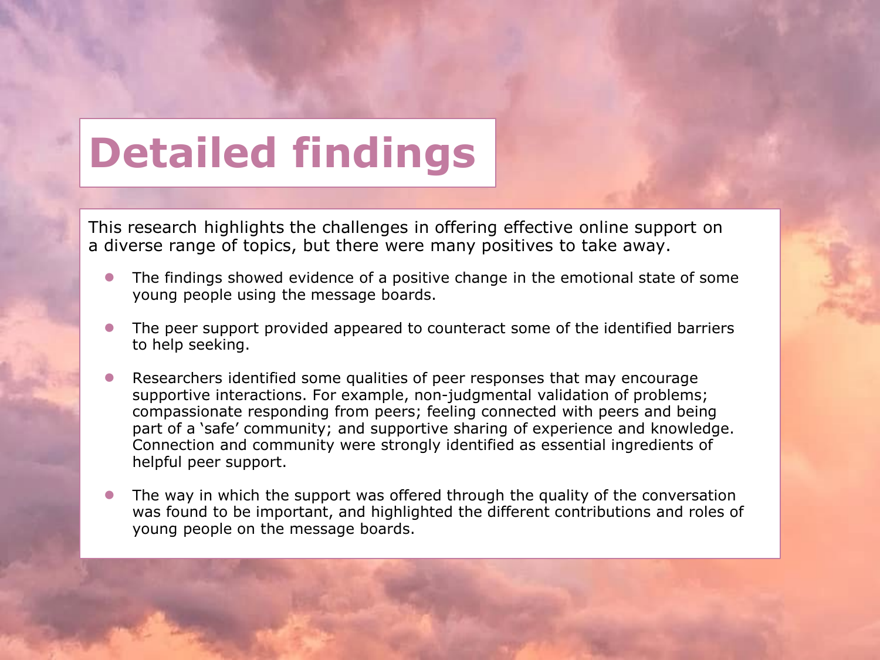# Detailed findings

This research highlights the challenges in offering effective online support on a diverse range of topics, but there were many positives to take away.

- The findings showed evidence of a positive change in the emotional state of some young people using the message boards.
- The peer support provided appeared to counteract some of the identified barriers to help seeking.
- Researchers identified some qualities of peer responses that may encourage supportive interactions. For example, non-judgmental validation of problems; compassionate responding from peers; feeling connected with peers and being part of a 'safe' community; and supportive sharing of experience and knowledge. Connection and community were strongly identified as essential ingredients of helpful peer support.
- The way in which the support was offered through the quality of the conversation was found to be important, and highlighted the different contributions and roles of young people on the message boards.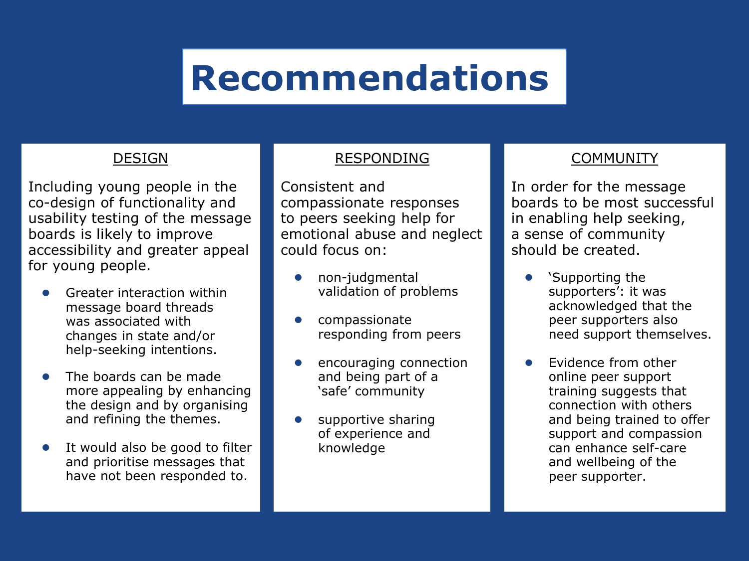# Recommendations

## DESIGN

Including young people in the co-design of functionality and usability testing of the message boards is likely to improve accessibility and greater appeal for young people.

- Greater interaction within message board threads was associated with changes in state and/or help-seeking intentions.
- The boards can be made more appealing by enhancing the design and by organising and refining the themes.
- It would also be good to filter and prioritise messages that have not been responded to.

## RESPONDING

Consistent and compassionate responses to peers seeking help for emotional abuse and neglect could focus on:

- non-judgmental validation of problems
- compassionate responding from peers
- encouraging connection and being part of a 'safe' community
- supportive sharing of experience and knowledge

## COMMUNITY

In order for the message boards to be most successful in enabling help seeking, a sense of community should be created.

- 'Supporting the supporters': it was acknowledged that the peer supporters also need support themselves.
- Evidence from other online peer support training suggests that connection with others and being trained to offer support and compassion can enhance self-care and wellbeing of the peer supporter.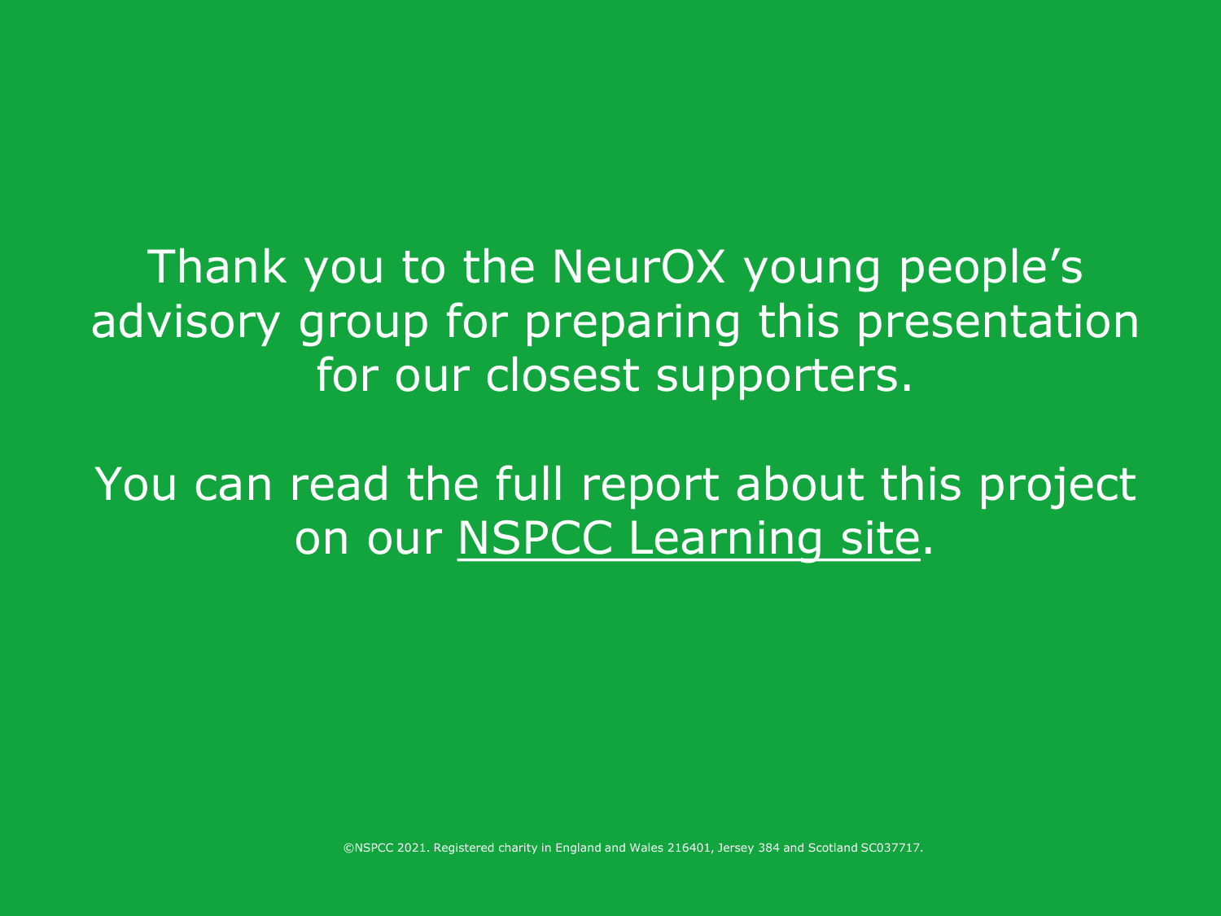Thank you to the NeurOX young people's advisory group for preparing this presentation for our closest supporters.

You can read the full report about this project on our NSPCC Learning site.

©NSPCC 2021. Registered charity in England and Wales 216401, Jersey 384 and Scotland SC037717.